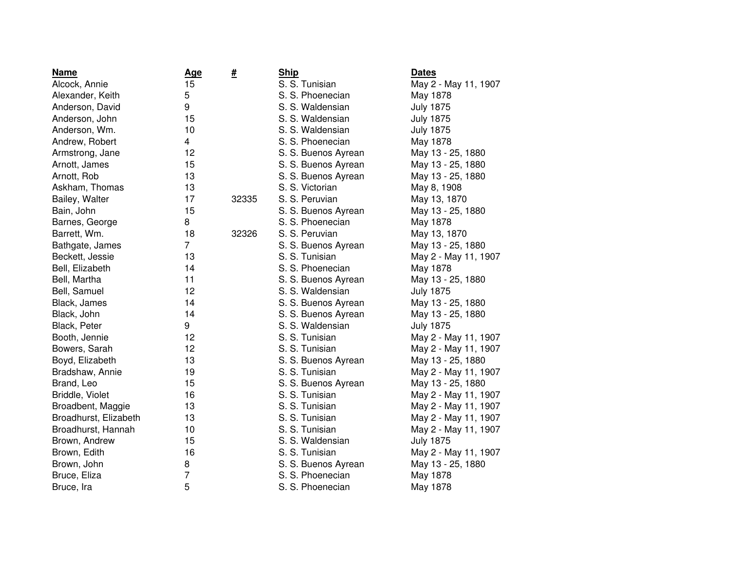| Name | Age | # | Ship | Dates |
|---|---|---|---|---|
| Alcock, Annie | 15 | | S. S. Tunisian | May 2 - May 11, 1907 |
| Alexander, Keith | 5 | | S. S. Phoenecian | May 1878 |
| Anderson, David | 9 | | S. S. Waldensian | July 1875 |
| Anderson, John | 15 | | S. S. Waldensian | July 1875 |
| Anderson, Wm. | 10 | | S. S. Waldensian | July 1875 |
| Andrew, Robert | 4 | | S. S. Phoenecian | May 1878 |
| Armstrong, Jane | 12 | | S. S. Buenos Ayrean | May 13 - 25, 1880 |
| Arnott, James | 15 | | S. S. Buenos Ayrean | May 13 - 25, 1880 |
| Arnott, Rob | 13 | | S. S. Buenos Ayrean | May 13 - 25, 1880 |
| Askham, Thomas | 13 | | S. S. Victorian | May 8, 1908 |
| Bailey, Walter | 17 | 32335 | S. S. Peruvian | May 13, 1870 |
| Bain, John | 15 | | S. S. Buenos Ayrean | May 13 - 25, 1880 |
| Barnes, George | 8 | | S. S. Phoenecian | May 1878 |
| Barrett, Wm. | 18 | 32326 | S. S. Peruvian | May 13, 1870 |
| Bathgate, James | 7 | | S. S. Buenos Ayrean | May 13 - 25, 1880 |
| Beckett, Jessie | 13 | | S. S. Tunisian | May 2 - May 11, 1907 |
| Bell, Elizabeth | 14 | | S. S. Phoenecian | May 1878 |
| Bell, Martha | 11 | | S. S. Buenos Ayrean | May 13 - 25, 1880 |
| Bell, Samuel | 12 | | S. S. Waldensian | July 1875 |
| Black, James | 14 | | S. S. Buenos Ayrean | May 13 - 25, 1880 |
| Black, John | 14 | | S. S. Buenos Ayrean | May 13 - 25, 1880 |
| Black, Peter | 9 | | S. S. Waldensian | July 1875 |
| Booth, Jennie | 12 | | S. S. Tunisian | May 2 - May 11, 1907 |
| Bowers, Sarah | 12 | | S. S. Tunisian | May 2 - May 11, 1907 |
| Boyd, Elizabeth | 13 | | S. S. Buenos Ayrean | May 13 - 25, 1880 |
| Bradshaw, Annie | 19 | | S. S. Tunisian | May 2 - May 11, 1907 |
| Brand, Leo | 15 | | S. S. Buenos Ayrean | May 13 - 25, 1880 |
| Briddle, Violet | 16 | | S. S. Tunisian | May 2 - May 11, 1907 |
| Broadbent, Maggie | 13 | | S. S. Tunisian | May 2 - May 11, 1907 |
| Broadhurst, Elizabeth | 13 | | S. S. Tunisian | May 2 - May 11, 1907 |
| Broadhurst, Hannah | 10 | | S. S. Tunisian | May 2 - May 11, 1907 |
| Brown, Andrew | 15 | | S. S. Waldensian | July 1875 |
| Brown, Edith | 16 | | S. S. Tunisian | May 2 - May 11, 1907 |
| Brown, John | 8 | | S. S. Buenos Ayrean | May 13 - 25, 1880 |
| Bruce, Eliza | 7 | | S. S. Phoenecian | May 1878 |
| Bruce, Ira | 5 | | S. S. Phoenecian | May 1878 |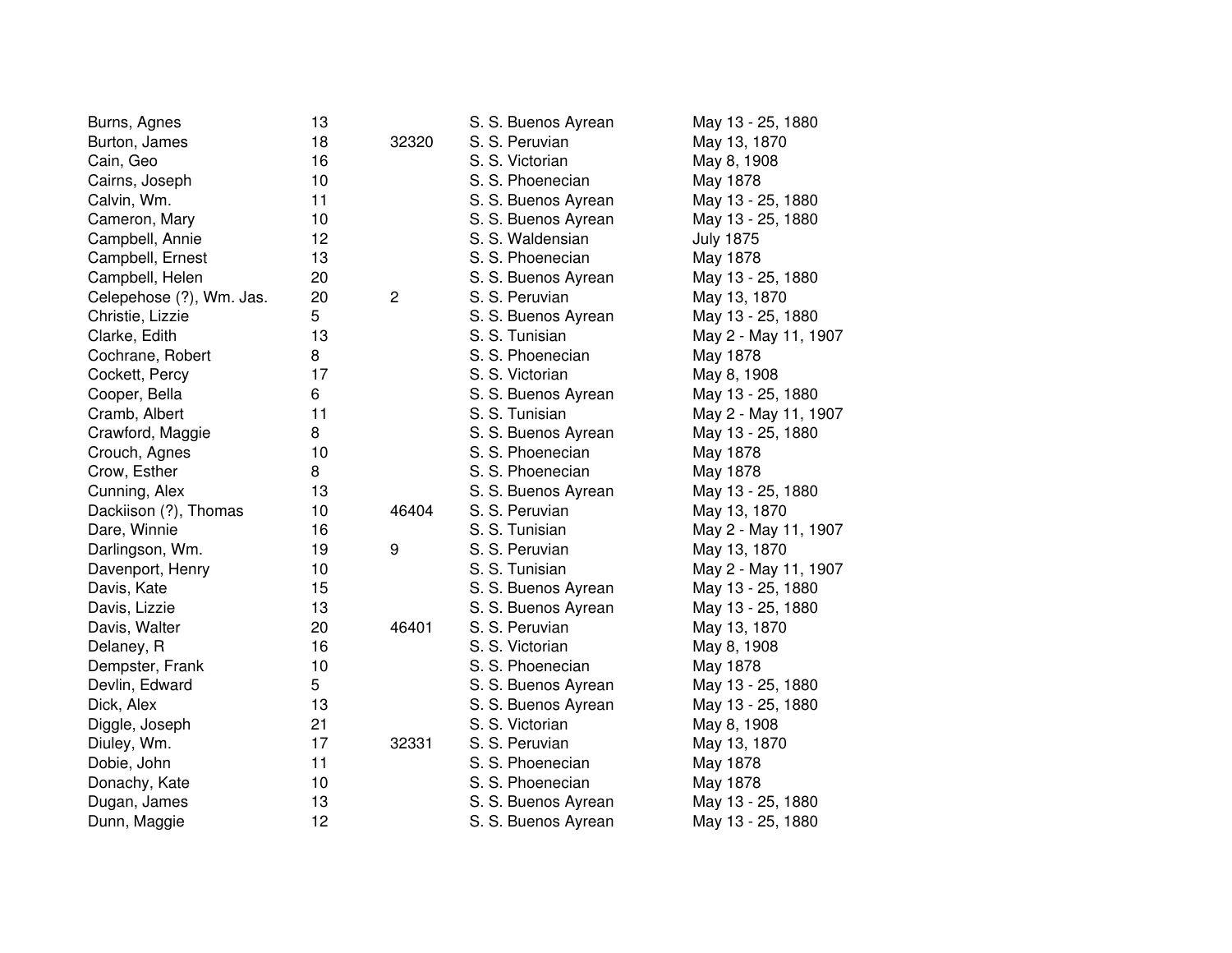| | | | | |
|---|---|---|---|---|
| Burns, Agnes | 13 | | S. S. Buenos Ayrean | May 13 - 25, 1880 |
| Burton, James | 18 | 32320 | S. S. Peruvian | May 13, 1870 |
| Cain, Geo | 16 | | S. S. Victorian | May 8, 1908 |
| Cairns, Joseph | 10 | | S. S. Phoenecian | May 1878 |
| Calvin, Wm. | 11 | | S. S. Buenos Ayrean | May 13 - 25, 1880 |
| Cameron, Mary | 10 | | S. S. Buenos Ayrean | May 13 - 25, 1880 |
| Campbell, Annie | 12 | | S. S. Waldensian | July 1875 |
| Campbell, Ernest | 13 | | S. S. Phoenecian | May 1878 |
| Campbell, Helen | 20 | | S. S. Buenos Ayrean | May 13 - 25, 1880 |
| Celepehose (?), Wm. Jas. | 20 | 2 | S. S. Peruvian | May 13, 1870 |
| Christie, Lizzie | 5 | | S. S. Buenos Ayrean | May 13 - 25, 1880 |
| Clarke, Edith | 13 | | S. S. Tunisian | May 2 - May 11, 1907 |
| Cochrane, Robert | 8 | | S. S. Phoenecian | May 1878 |
| Cockett, Percy | 17 | | S. S. Victorian | May 8, 1908 |
| Cooper, Bella | 6 | | S. S. Buenos Ayrean | May 13 - 25, 1880 |
| Cramb, Albert | 11 | | S. S. Tunisian | May 2 - May 11, 1907 |
| Crawford, Maggie | 8 | | S. S. Buenos Ayrean | May 13 - 25, 1880 |
| Crouch, Agnes | 10 | | S. S. Phoenecian | May 1878 |
| Crow, Esther | 8 | | S. S. Phoenecian | May 1878 |
| Cunning, Alex | 13 | | S. S. Buenos Ayrean | May 13 - 25, 1880 |
| Dackiison (?), Thomas | 10 | 46404 | S. S. Peruvian | May 13, 1870 |
| Dare, Winnie | 16 | | S. S. Tunisian | May 2 - May 11, 1907 |
| Darlingson, Wm. | 19 | 9 | S. S. Peruvian | May 13, 1870 |
| Davenport, Henry | 10 | | S. S. Tunisian | May 2 - May 11, 1907 |
| Davis, Kate | 15 | | S. S. Buenos Ayrean | May 13 - 25, 1880 |
| Davis, Lizzie | 13 | | S. S. Buenos Ayrean | May 13 - 25, 1880 |
| Davis, Walter | 20 | 46401 | S. S. Peruvian | May 13, 1870 |
| Delaney, R | 16 | | S. S. Victorian | May 8, 1908 |
| Dempster, Frank | 10 | | S. S. Phoenecian | May 1878 |
| Devlin, Edward | 5 | | S. S. Buenos Ayrean | May 13 - 25, 1880 |
| Dick, Alex | 13 | | S. S. Buenos Ayrean | May 13 - 25, 1880 |
| Diggle, Joseph | 21 | | S. S. Victorian | May 8, 1908 |
| Diuley, Wm. | 17 | 32331 | S. S. Peruvian | May 13, 1870 |
| Dobie, John | 11 | | S. S. Phoenecian | May 1878 |
| Donachy, Kate | 10 | | S. S. Phoenecian | May 1878 |
| Dugan, James | 13 | | S. S. Buenos Ayrean | May 13 - 25, 1880 |
| Dunn, Maggie | 12 | | S. S. Buenos Ayrean | May 13 - 25, 1880 |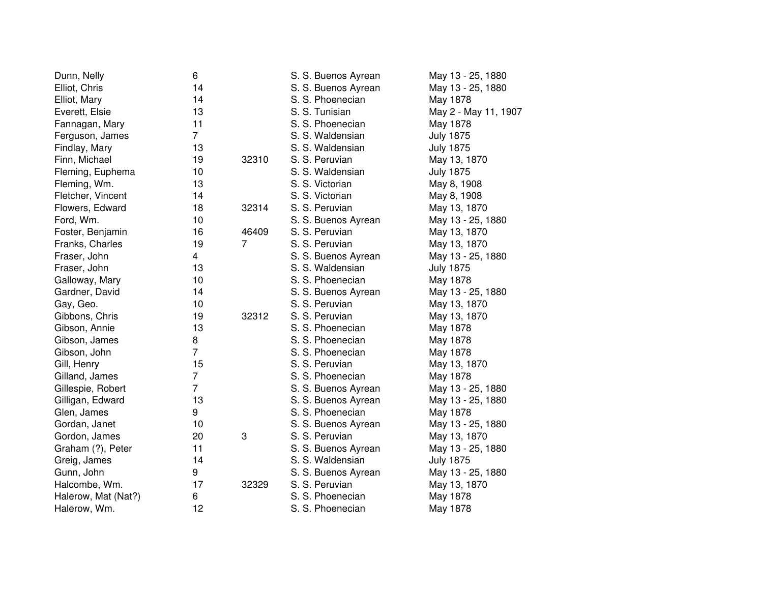| | | | | |
|---|---|---|---|---|
| Dunn, Nelly | 6 | | S. S. Buenos Ayrean | May 13 - 25, 1880 |
| Elliot, Chris | 14 | | S. S. Buenos Ayrean | May 13 - 25, 1880 |
| Elliot, Mary | 14 | | S. S. Phoenecian | May 1878 |
| Everett, Elsie | 13 | | S. S. Tunisian | May 2 - May 11, 1907 |
| Fannagan, Mary | 11 | | S. S. Phoenecian | May 1878 |
| Ferguson, James | 7 | | S. S. Waldensian | July 1875 |
| Findlay, Mary | 13 | | S. S. Waldensian | July 1875 |
| Finn, Michael | 19 | 32310 | S. S. Peruvian | May 13, 1870 |
| Fleming, Euphema | 10 | | S. S. Waldensian | July 1875 |
| Fleming, Wm. | 13 | | S. S. Victorian | May 8, 1908 |
| Fletcher, Vincent | 14 | | S. S. Victorian | May 8, 1908 |
| Flowers, Edward | 18 | 32314 | S. S. Peruvian | May 13, 1870 |
| Ford, Wm. | 10 | | S. S. Buenos Ayrean | May 13 - 25, 1880 |
| Foster, Benjamin | 16 | 46409 | S. S. Peruvian | May 13, 1870 |
| Franks, Charles | 19 | 7 | S. S. Peruvian | May 13, 1870 |
| Fraser, John | 4 | | S. S. Buenos Ayrean | May 13 - 25, 1880 |
| Fraser, John | 13 | | S. S. Waldensian | July 1875 |
| Galloway, Mary | 10 | | S. S. Phoenecian | May 1878 |
| Gardner, David | 14 | | S. S. Buenos Ayrean | May 13 - 25, 1880 |
| Gay, Geo. | 10 | | S. S. Peruvian | May 13, 1870 |
| Gibbons, Chris | 19 | 32312 | S. S. Peruvian | May 13, 1870 |
| Gibson, Annie | 13 | | S. S. Phoenecian | May 1878 |
| Gibson, James | 8 | | S. S. Phoenecian | May 1878 |
| Gibson, John | 7 | | S. S. Phoenecian | May 1878 |
| Gill, Henry | 15 | | S. S. Peruvian | May 13, 1870 |
| Gilland, James | 7 | | S. S. Phoenecian | May 1878 |
| Gillespie, Robert | 7 | | S. S. Buenos Ayrean | May 13 - 25, 1880 |
| Gilligan, Edward | 13 | | S. S. Buenos Ayrean | May 13 - 25, 1880 |
| Glen, James | 9 | | S. S. Phoenecian | May 1878 |
| Gordan, Janet | 10 | | S. S. Buenos Ayrean | May 13 - 25, 1880 |
| Gordon, James | 20 | 3 | S. S. Peruvian | May 13, 1870 |
| Graham (?), Peter | 11 | | S. S. Buenos Ayrean | May 13 - 25, 1880 |
| Greig, James | 14 | | S. S. Waldensian | July 1875 |
| Gunn, John | 9 | | S. S. Buenos Ayrean | May 13 - 25, 1880 |
| Halcombe, Wm. | 17 | 32329 | S. S. Peruvian | May 13, 1870 |
| Halerow, Mat (Nat?) | 6 | | S. S. Phoenecian | May 1878 |
| Halerow, Wm. | 12 | | S. S. Phoenecian | May 1878 |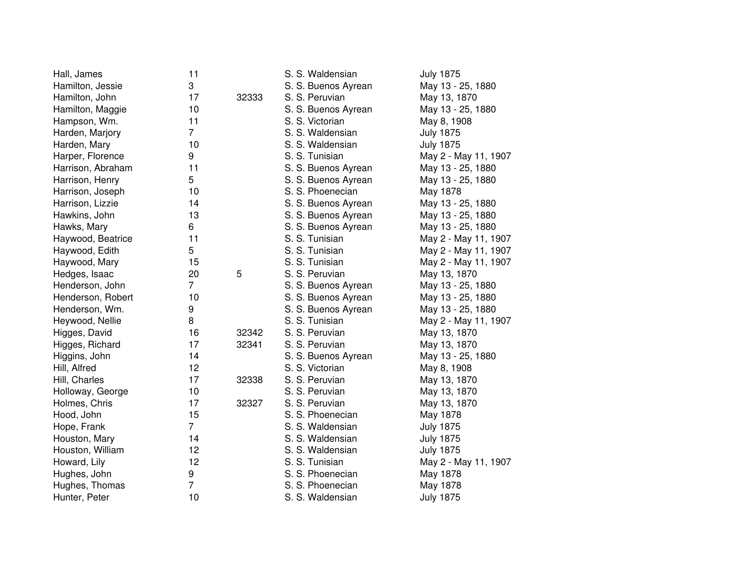| | | | | |
|---|---|---|---|---|
| Hall, James | 11 | | S. S. Waldensian | July 1875 |
| Hamilton, Jessie | 3 | | S. S. Buenos Ayrean | May 13 - 25, 1880 |
| Hamilton, John | 17 | 32333 | S. S. Peruvian | May 13, 1870 |
| Hamilton, Maggie | 10 | | S. S. Buenos Ayrean | May 13 - 25, 1880 |
| Hampson, Wm. | 11 | | S. S. Victorian | May 8, 1908 |
| Harden, Marjory | 7 | | S. S. Waldensian | July 1875 |
| Harden, Mary | 10 | | S. S. Waldensian | July 1875 |
| Harper, Florence | 9 | | S. S. Tunisian | May 2 - May 11, 1907 |
| Harrison, Abraham | 11 | | S. S. Buenos Ayrean | May 13 - 25, 1880 |
| Harrison, Henry | 5 | | S. S. Buenos Ayrean | May 13 - 25, 1880 |
| Harrison, Joseph | 10 | | S. S. Phoenecian | May 1878 |
| Harrison, Lizzie | 14 | | S. S. Buenos Ayrean | May 13 - 25, 1880 |
| Hawkins, John | 13 | | S. S. Buenos Ayrean | May 13 - 25, 1880 |
| Hawks, Mary | 6 | | S. S. Buenos Ayrean | May 13 - 25, 1880 |
| Haywood, Beatrice | 11 | | S. S. Tunisian | May 2 - May 11, 1907 |
| Haywood, Edith | 5 | | S. S. Tunisian | May 2 - May 11, 1907 |
| Haywood, Mary | 15 | | S. S. Tunisian | May 2 - May 11, 1907 |
| Hedges, Isaac | 20 | 5 | S. S. Peruvian | May 13, 1870 |
| Henderson, John | 7 | | S. S. Buenos Ayrean | May 13 - 25, 1880 |
| Henderson, Robert | 10 | | S. S. Buenos Ayrean | May 13 - 25, 1880 |
| Henderson, Wm. | 9 | | S. S. Buenos Ayrean | May 13 - 25, 1880 |
| Heywood, Nellie | 8 | | S. S. Tunisian | May 2 - May 11, 1907 |
| Higges, David | 16 | 32342 | S. S. Peruvian | May 13, 1870 |
| Higges, Richard | 17 | 32341 | S. S. Peruvian | May 13, 1870 |
| Higgins, John | 14 | | S. S. Buenos Ayrean | May 13 - 25, 1880 |
| Hill, Alfred | 12 | | S. S. Victorian | May 8, 1908 |
| Hill, Charles | 17 | 32338 | S. S. Peruvian | May 13, 1870 |
| Holloway, George | 10 | | S. S. Peruvian | May 13, 1870 |
| Holmes, Chris | 17 | 32327 | S. S. Peruvian | May 13, 1870 |
| Hood, John | 15 | | S. S. Phoenecian | May 1878 |
| Hope, Frank | 7 | | S. S. Waldensian | July 1875 |
| Houston, Mary | 14 | | S. S. Waldensian | July 1875 |
| Houston, William | 12 | | S. S. Waldensian | July 1875 |
| Howard, Lily | 12 | | S. S. Tunisian | May 2 - May 11, 1907 |
| Hughes, John | 9 | | S. S. Phoenecian | May 1878 |
| Hughes, Thomas | 7 | | S. S. Phoenecian | May 1878 |
| Hunter, Peter | 10 | | S. S. Waldensian | July 1875 |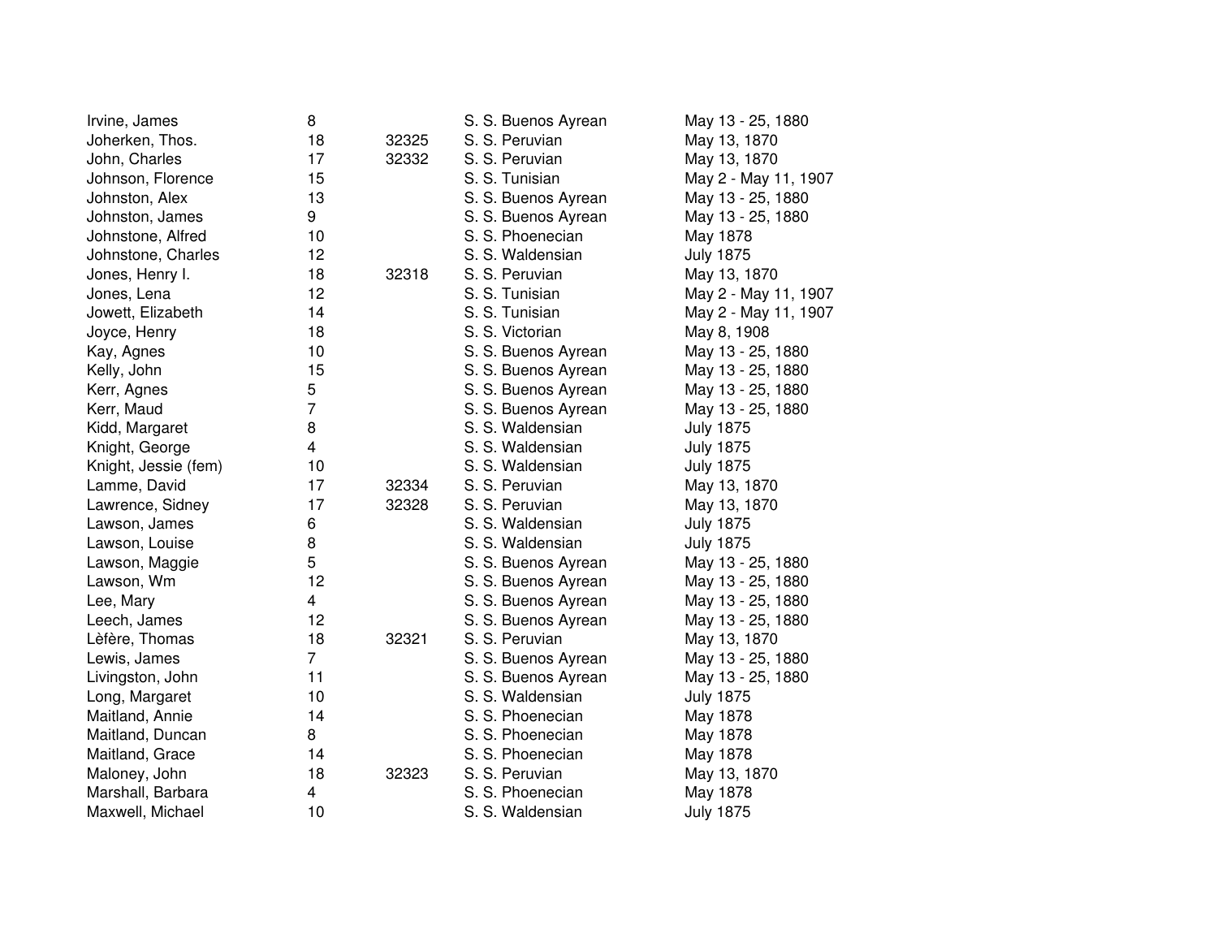| | | | | |
|---|---|---|---|---|
| Irvine, James | 8 | | S. S. Buenos Ayrean | May 13 - 25, 1880 |
| Joherken, Thos. | 18 | 32325 | S. S. Peruvian | May 13, 1870 |
| John, Charles | 17 | 32332 | S. S. Peruvian | May 13, 1870 |
| Johnson, Florence | 15 | | S. S. Tunisian | May 2 - May 11, 1907 |
| Johnston, Alex | 13 | | S. S. Buenos Ayrean | May 13 - 25, 1880 |
| Johnston, James | 9 | | S. S. Buenos Ayrean | May 13 - 25, 1880 |
| Johnstone, Alfred | 10 | | S. S. Phoenecian | May 1878 |
| Johnstone, Charles | 12 | | S. S. Waldensian | July 1875 |
| Jones, Henry I. | 18 | 32318 | S. S. Peruvian | May 13, 1870 |
| Jones, Lena | 12 | | S. S. Tunisian | May 2 - May 11, 1907 |
| Jowett, Elizabeth | 14 | | S. S. Tunisian | May 2 - May 11, 1907 |
| Joyce, Henry | 18 | | S. S. Victorian | May 8, 1908 |
| Kay, Agnes | 10 | | S. S. Buenos Ayrean | May 13 - 25, 1880 |
| Kelly, John | 15 | | S. S. Buenos Ayrean | May 13 - 25, 1880 |
| Kerr, Agnes | 5 | | S. S. Buenos Ayrean | May 13 - 25, 1880 |
| Kerr, Maud | 7 | | S. S. Buenos Ayrean | May 13 - 25, 1880 |
| Kidd, Margaret | 8 | | S. S. Waldensian | July 1875 |
| Knight, George | 4 | | S. S. Waldensian | July 1875 |
| Knight, Jessie (fem) | 10 | | S. S. Waldensian | July 1875 |
| Lamme, David | 17 | 32334 | S. S. Peruvian | May 13, 1870 |
| Lawrence, Sidney | 17 | 32328 | S. S. Peruvian | May 13, 1870 |
| Lawson, James | 6 | | S. S. Waldensian | July 1875 |
| Lawson, Louise | 8 | | S. S. Waldensian | July 1875 |
| Lawson, Maggie | 5 | | S. S. Buenos Ayrean | May 13 - 25, 1880 |
| Lawson, Wm | 12 | | S. S. Buenos Ayrean | May 13 - 25, 1880 |
| Lee, Mary | 4 | | S. S. Buenos Ayrean | May 13 - 25, 1880 |
| Leech, James | 12 | | S. S. Buenos Ayrean | May 13 - 25, 1880 |
| Lèfère, Thomas | 18 | 32321 | S. S. Peruvian | May 13, 1870 |
| Lewis, James | 7 | | S. S. Buenos Ayrean | May 13 - 25, 1880 |
| Livingston, John | 11 | | S. S. Buenos Ayrean | May 13 - 25, 1880 |
| Long, Margaret | 10 | | S. S. Waldensian | July 1875 |
| Maitland, Annie | 14 | | S. S. Phoenecian | May 1878 |
| Maitland, Duncan | 8 | | S. S. Phoenecian | May 1878 |
| Maitland, Grace | 14 | | S. S. Phoenecian | May 1878 |
| Maloney, John | 18 | 32323 | S. S. Peruvian | May 13, 1870 |
| Marshall, Barbara | 4 | | S. S. Phoenecian | May 1878 |
| Maxwell, Michael | 10 | | S. S. Waldensian | July 1875 |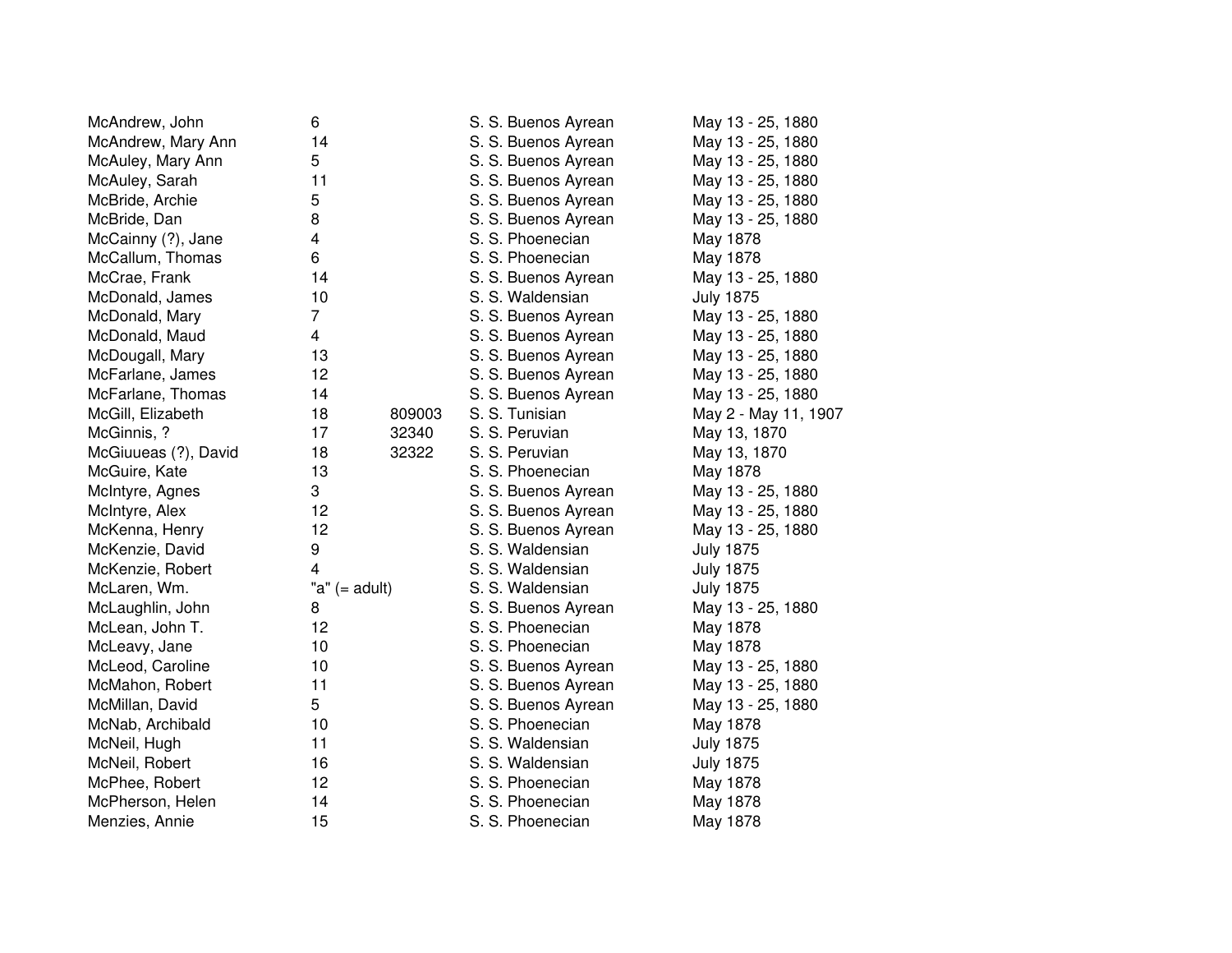| | | | | |
|---|---|---|---|---|
| McAndrew, John | 6 | | S. S. Buenos Ayrean | May 13 - 25, 1880 |
| McAndrew, Mary Ann | 14 | | S. S. Buenos Ayrean | May 13 - 25, 1880 |
| McAuley, Mary Ann | 5 | | S. S. Buenos Ayrean | May 13 - 25, 1880 |
| McAuley, Sarah | 11 | | S. S. Buenos Ayrean | May 13 - 25, 1880 |
| McBride, Archie | 5 | | S. S. Buenos Ayrean | May 13 - 25, 1880 |
| McBride, Dan | 8 | | S. S. Buenos Ayrean | May 13 - 25, 1880 |
| McCainny (?), Jane | 4 | | S. S. Phoenecian | May 1878 |
| McCallum, Thomas | 6 | | S. S. Phoenecian | May 1878 |
| McCrae, Frank | 14 | | S. S. Buenos Ayrean | May 13 - 25, 1880 |
| McDonald, James | 10 | | S. S. Waldensian | July 1875 |
| McDonald, Mary | 7 | | S. S. Buenos Ayrean | May 13 - 25, 1880 |
| McDonald, Maud | 4 | | S. S. Buenos Ayrean | May 13 - 25, 1880 |
| McDougall, Mary | 13 | | S. S. Buenos Ayrean | May 13 - 25, 1880 |
| McFarlane, James | 12 | | S. S. Buenos Ayrean | May 13 - 25, 1880 |
| McFarlane, Thomas | 14 | | S. S. Buenos Ayrean | May 13 - 25, 1880 |
| McGill, Elizabeth | 18 | 809003 | S. S. Tunisian | May 2 - May 11, 1907 |
| McGinnis, ? | 17 | 32340 | S. S. Peruvian | May 13, 1870 |
| McGiuueas (?), David | 18 | 32322 | S. S. Peruvian | May 13, 1870 |
| McGuire, Kate | 13 | | S. S. Phoenecian | May 1878 |
| McIntyre, Agnes | 3 | | S. S. Buenos Ayrean | May 13 - 25, 1880 |
| McIntyre, Alex | 12 | | S. S. Buenos Ayrean | May 13 - 25, 1880 |
| McKenna, Henry | 12 | | S. S. Buenos Ayrean | May 13 - 25, 1880 |
| McKenzie, David | 9 | | S. S. Waldensian | July 1875 |
| McKenzie, Robert | 4 | | S. S. Waldensian | July 1875 |
| McLaren, Wm. | "a" (= adult) | | S. S. Waldensian | July 1875 |
| McLaughlin, John | 8 | | S. S. Buenos Ayrean | May 13 - 25, 1880 |
| McLean, John T. | 12 | | S. S. Phoenecian | May 1878 |
| McLeavy, Jane | 10 | | S. S. Phoenecian | May 1878 |
| McLeod, Caroline | 10 | | S. S. Buenos Ayrean | May 13 - 25, 1880 |
| McMahon, Robert | 11 | | S. S. Buenos Ayrean | May 13 - 25, 1880 |
| McMillan, David | 5 | | S. S. Buenos Ayrean | May 13 - 25, 1880 |
| McNab, Archibald | 10 | | S. S. Phoenecian | May 1878 |
| McNeil, Hugh | 11 | | S. S. Waldensian | July 1875 |
| McNeil, Robert | 16 | | S. S. Waldensian | July 1875 |
| McPhee, Robert | 12 | | S. S. Phoenecian | May 1878 |
| McPherson, Helen | 14 | | S. S. Phoenecian | May 1878 |
| Menzies, Annie | 15 | | S. S. Phoenecian | May 1878 |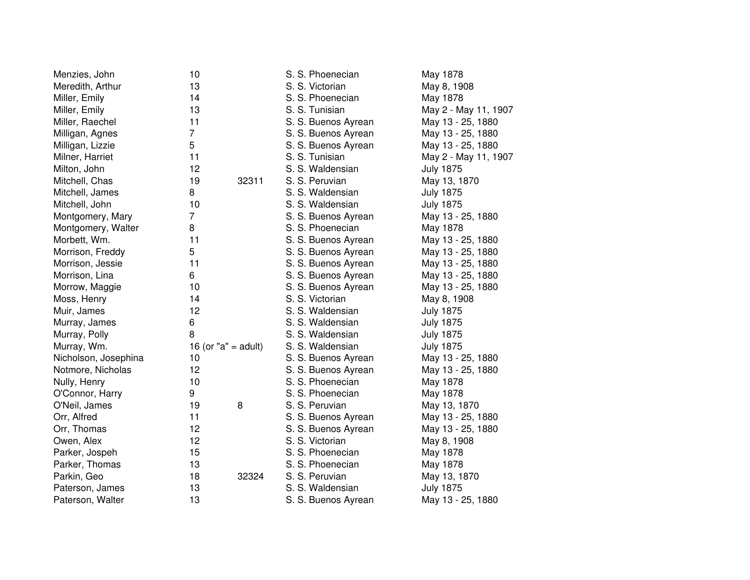| | | | | |
|---|---|---|---|---|
| Menzies, John | 10 | | S. S. Phoenecian | May 1878 |
| Meredith, Arthur | 13 | | S. S. Victorian | May 8, 1908 |
| Miller, Emily | 14 | | S. S. Phoenecian | May 1878 |
| Miller, Emily | 13 | | S. S. Tunisian | May 2 - May 11, 1907 |
| Miller, Raechel | 11 | | S. S. Buenos Ayrean | May 13 - 25, 1880 |
| Milligan, Agnes | 7 | | S. S. Buenos Ayrean | May 13 - 25, 1880 |
| Milligan, Lizzie | 5 | | S. S. Buenos Ayrean | May 13 - 25, 1880 |
| Milner, Harriet | 11 | | S. S. Tunisian | May 2 - May 11, 1907 |
| Milton, John | 12 | | S. S. Waldensian | July 1875 |
| Mitchell, Chas | 19 | 32311 | S. S. Peruvian | May 13, 1870 |
| Mitchell, James | 8 | | S. S. Waldensian | July 1875 |
| Mitchell, John | 10 | | S. S. Waldensian | July 1875 |
| Montgomery, Mary | 7 | | S. S. Buenos Ayrean | May 13 - 25, 1880 |
| Montgomery, Walter | 8 | | S. S. Phoenecian | May 1878 |
| Morbett, Wm. | 11 | | S. S. Buenos Ayrean | May 13 - 25, 1880 |
| Morrison, Freddy | 5 | | S. S. Buenos Ayrean | May 13 - 25, 1880 |
| Morrison, Jessie | 11 | | S. S. Buenos Ayrean | May 13 - 25, 1880 |
| Morrison, Lina | 6 | | S. S. Buenos Ayrean | May 13 - 25, 1880 |
| Morrow, Maggie | 10 | | S. S. Buenos Ayrean | May 13 - 25, 1880 |
| Moss, Henry | 14 | | S. S. Victorian | May 8, 1908 |
| Muir, James | 12 | | S. S. Waldensian | July 1875 |
| Murray, James | 6 | | S. S. Waldensian | July 1875 |
| Murray, Polly | 8 | | S. S. Waldensian | July 1875 |
| Murray, Wm. | 16 (or "a" = adult) | | S. S. Waldensian | July 1875 |
| Nicholson, Josephina | 10 | | S. S. Buenos Ayrean | May 13 - 25, 1880 |
| Notmore, Nicholas | 12 | | S. S. Buenos Ayrean | May 13 - 25, 1880 |
| Nully, Henry | 10 | | S. S. Phoenecian | May 1878 |
| O'Connor, Harry | 9 | | S. S. Phoenecian | May 1878 |
| O'Neil, James | 19 | 8 | S. S. Peruvian | May 13, 1870 |
| Orr, Alfred | 11 | | S. S. Buenos Ayrean | May 13 - 25, 1880 |
| Orr, Thomas | 12 | | S. S. Buenos Ayrean | May 13 - 25, 1880 |
| Owen, Alex | 12 | | S. S. Victorian | May 8, 1908 |
| Parker, Jospeh | 15 | | S. S. Phoenecian | May 1878 |
| Parker, Thomas | 13 | | S. S. Phoenecian | May 1878 |
| Parkin, Geo | 18 | 32324 | S. S. Peruvian | May 13, 1870 |
| Paterson, James | 13 | | S. S. Waldensian | July 1875 |
| Paterson, Walter | 13 | | S. S. Buenos Ayrean | May 13 - 25, 1880 |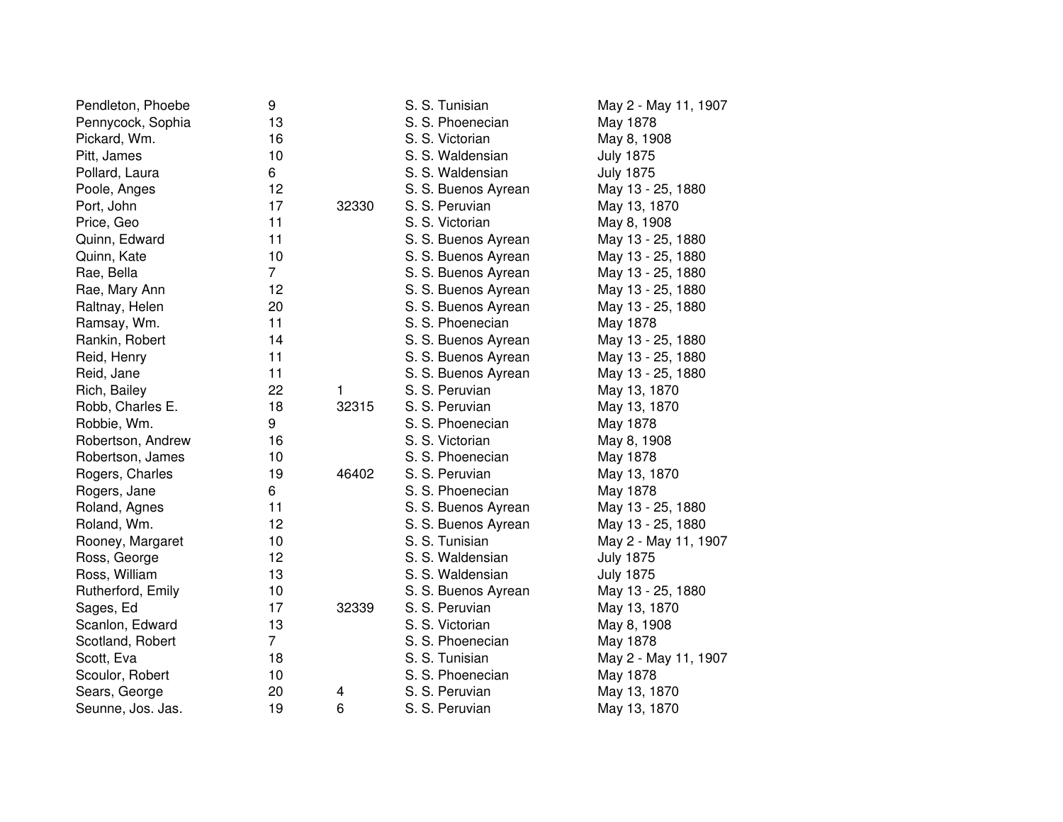| | | | | |
|---|---|---|---|---|
| Pendleton, Phoebe | 9 | | S. S. Tunisian | May 2 - May 11, 1907 |
| Pennycock, Sophia | 13 | | S. S. Phoenecian | May 1878 |
| Pickard, Wm. | 16 | | S. S. Victorian | May 8, 1908 |
| Pitt, James | 10 | | S. S. Waldensian | July 1875 |
| Pollard, Laura | 6 | | S. S. Waldensian | July 1875 |
| Poole, Anges | 12 | | S. S. Buenos Ayrean | May 13 - 25, 1880 |
| Port, John | 17 | 32330 | S. S. Peruvian | May 13, 1870 |
| Price, Geo | 11 | | S. S. Victorian | May 8, 1908 |
| Quinn, Edward | 11 | | S. S. Buenos Ayrean | May 13 - 25, 1880 |
| Quinn, Kate | 10 | | S. S. Buenos Ayrean | May 13 - 25, 1880 |
| Rae, Bella | 7 | | S. S. Buenos Ayrean | May 13 - 25, 1880 |
| Rae, Mary Ann | 12 | | S. S. Buenos Ayrean | May 13 - 25, 1880 |
| Raltnay, Helen | 20 | | S. S. Buenos Ayrean | May 13 - 25, 1880 |
| Ramsay, Wm. | 11 | | S. S. Phoenecian | May 1878 |
| Rankin, Robert | 14 | | S. S. Buenos Ayrean | May 13 - 25, 1880 |
| Reid, Henry | 11 | | S. S. Buenos Ayrean | May 13 - 25, 1880 |
| Reid, Jane | 11 | | S. S. Buenos Ayrean | May 13 - 25, 1880 |
| Rich, Bailey | 22 | 1 | S. S. Peruvian | May 13, 1870 |
| Robb, Charles E. | 18 | 32315 | S. S. Peruvian | May 13, 1870 |
| Robbie, Wm. | 9 | | S. S. Phoenecian | May 1878 |
| Robertson, Andrew | 16 | | S. S. Victorian | May 8, 1908 |
| Robertson, James | 10 | | S. S. Phoenecian | May 1878 |
| Rogers, Charles | 19 | 46402 | S. S. Peruvian | May 13, 1870 |
| Rogers, Jane | 6 | | S. S. Phoenecian | May 1878 |
| Roland, Agnes | 11 | | S. S. Buenos Ayrean | May 13 - 25, 1880 |
| Roland, Wm. | 12 | | S. S. Buenos Ayrean | May 13 - 25, 1880 |
| Rooney, Margaret | 10 | | S. S. Tunisian | May 2 - May 11, 1907 |
| Ross, George | 12 | | S. S. Waldensian | July 1875 |
| Ross, William | 13 | | S. S. Waldensian | July 1875 |
| Rutherford, Emily | 10 | | S. S. Buenos Ayrean | May 13 - 25, 1880 |
| Sages, Ed | 17 | 32339 | S. S. Peruvian | May 13, 1870 |
| Scanlon, Edward | 13 | | S. S. Victorian | May 8, 1908 |
| Scotland, Robert | 7 | | S. S. Phoenecian | May 1878 |
| Scott, Eva | 18 | | S. S. Tunisian | May 2 - May 11, 1907 |
| Scoulor, Robert | 10 | | S. S. Phoenecian | May 1878 |
| Sears, George | 20 | 4 | S. S. Peruvian | May 13, 1870 |
| Seunne, Jos. Jas. | 19 | 6 | S. S. Peruvian | May 13, 1870 |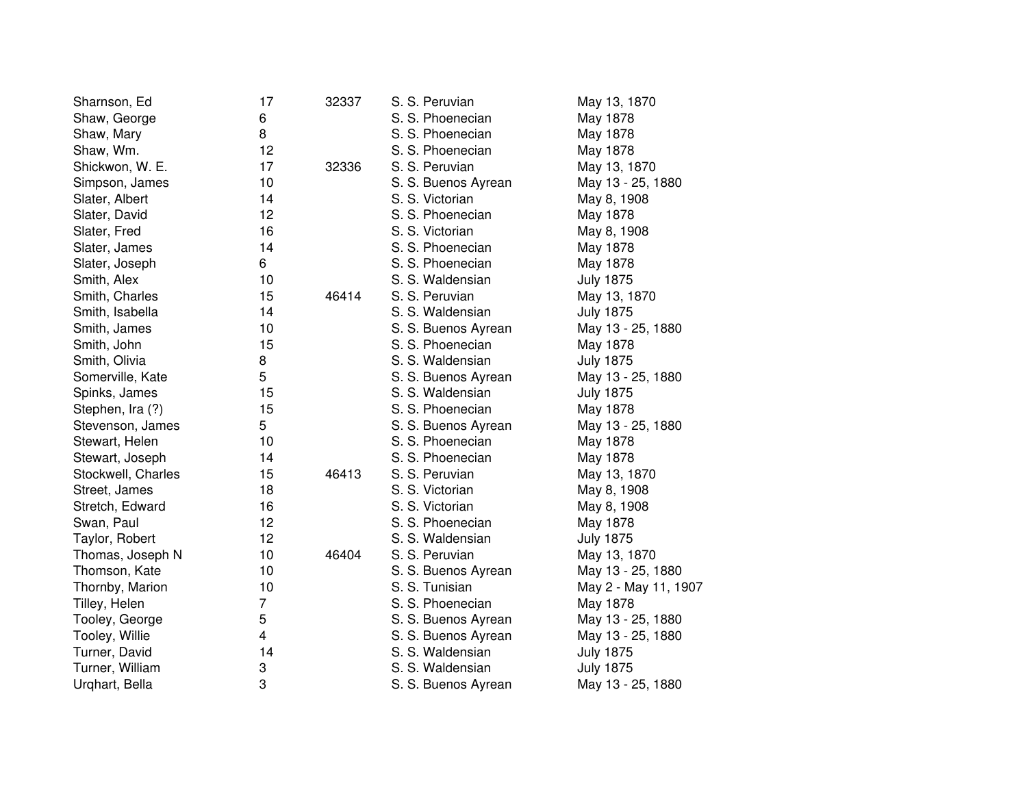| | | | | |
|---|---|---|---|---|
| Sharnson, Ed | 17 | 32337 | S. S. Peruvian | May 13, 1870 |
| Shaw, George | 6 | | S. S. Phoenecian | May 1878 |
| Shaw, Mary | 8 | | S. S. Phoenecian | May 1878 |
| Shaw, Wm. | 12 | | S. S. Phoenecian | May 1878 |
| Shickwon, W. E. | 17 | 32336 | S. S. Peruvian | May 13, 1870 |
| Simpson, James | 10 | | S. S. Buenos Ayrean | May 13 - 25, 1880 |
| Slater, Albert | 14 | | S. S. Victorian | May 8, 1908 |
| Slater, David | 12 | | S. S. Phoenecian | May 1878 |
| Slater, Fred | 16 | | S. S. Victorian | May 8, 1908 |
| Slater, James | 14 | | S. S. Phoenecian | May 1878 |
| Slater, Joseph | 6 | | S. S. Phoenecian | May 1878 |
| Smith, Alex | 10 | | S. S. Waldensian | July 1875 |
| Smith, Charles | 15 | 46414 | S. S. Peruvian | May 13, 1870 |
| Smith, Isabella | 14 | | S. S. Waldensian | July 1875 |
| Smith, James | 10 | | S. S. Buenos Ayrean | May 13 - 25, 1880 |
| Smith, John | 15 | | S. S. Phoenecian | May 1878 |
| Smith, Olivia | 8 | | S. S. Waldensian | July 1875 |
| Somerville, Kate | 5 | | S. S. Buenos Ayrean | May 13 - 25, 1880 |
| Spinks, James | 15 | | S. S. Waldensian | July 1875 |
| Stephen, Ira (?) | 15 | | S. S. Phoenecian | May 1878 |
| Stevenson, James | 5 | | S. S. Buenos Ayrean | May 13 - 25, 1880 |
| Stewart, Helen | 10 | | S. S. Phoenecian | May 1878 |
| Stewart, Joseph | 14 | | S. S. Phoenecian | May 1878 |
| Stockwell, Charles | 15 | 46413 | S. S. Peruvian | May 13, 1870 |
| Street, James | 18 | | S. S. Victorian | May 8, 1908 |
| Stretch, Edward | 16 | | S. S. Victorian | May 8, 1908 |
| Swan, Paul | 12 | | S. S. Phoenecian | May 1878 |
| Taylor, Robert | 12 | | S. S. Waldensian | July 1875 |
| Thomas, Joseph N | 10 | 46404 | S. S. Peruvian | May 13, 1870 |
| Thomson, Kate | 10 | | S. S. Buenos Ayrean | May 13 - 25, 1880 |
| Thornby, Marion | 10 | | S. S. Tunisian | May 2 - May 11, 1907 |
| Tilley, Helen | 7 | | S. S. Phoenecian | May 1878 |
| Tooley, George | 5 | | S. S. Buenos Ayrean | May 13 - 25, 1880 |
| Tooley, Willie | 4 | | S. S. Buenos Ayrean | May 13 - 25, 1880 |
| Turner, David | 14 | | S. S. Waldensian | July 1875 |
| Turner, William | 3 | | S. S. Waldensian | July 1875 |
| Urqhart, Bella | 3 | | S. S. Buenos Ayrean | May 13 - 25, 1880 |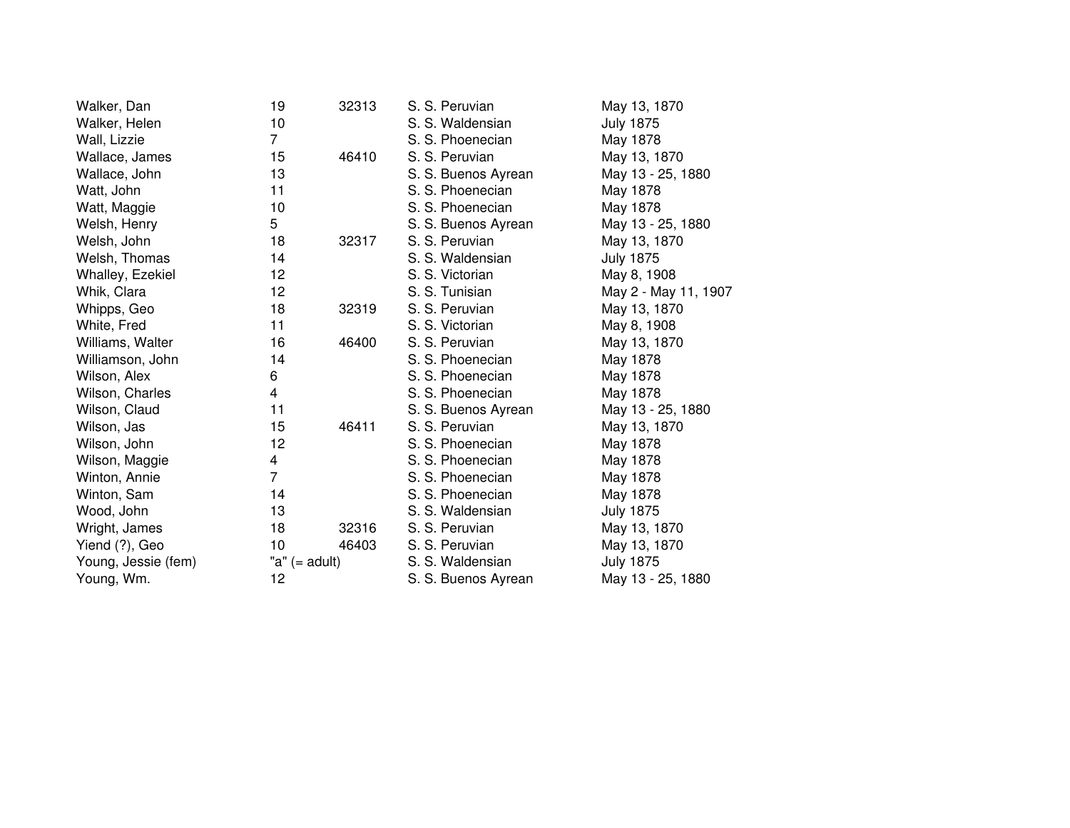| | | | | |
|---|---|---|---|---|
| Walker, Dan | 19 | 32313 | S. S. Peruvian | May 13, 1870 |
| Walker, Helen | 10 | | S. S. Waldensian | July 1875 |
| Wall, Lizzie | 7 | | S. S. Phoenecian | May 1878 |
| Wallace, James | 15 | 46410 | S. S. Peruvian | May 13, 1870 |
| Wallace, John | 13 | | S. S. Buenos Ayrean | May 13 - 25, 1880 |
| Watt, John | 11 | | S. S. Phoenecian | May 1878 |
| Watt, Maggie | 10 | | S. S. Phoenecian | May 1878 |
| Welsh, Henry | 5 | | S. S. Buenos Ayrean | May 13 - 25, 1880 |
| Welsh, John | 18 | 32317 | S. S. Peruvian | May 13, 1870 |
| Welsh, Thomas | 14 | | S. S. Waldensian | July 1875 |
| Whalley, Ezekiel | 12 | | S. S. Victorian | May 8, 1908 |
| Whik, Clara | 12 | | S. S. Tunisian | May 2 - May 11, 1907 |
| Whipps, Geo | 18 | 32319 | S. S. Peruvian | May 13, 1870 |
| White, Fred | 11 | | S. S. Victorian | May 8, 1908 |
| Williams, Walter | 16 | 46400 | S. S. Peruvian | May 13, 1870 |
| Williamson, John | 14 | | S. S. Phoenecian | May 1878 |
| Wilson, Alex | 6 | | S. S. Phoenecian | May 1878 |
| Wilson, Charles | 4 | | S. S. Phoenecian | May 1878 |
| Wilson, Claud | 11 | | S. S. Buenos Ayrean | May 13 - 25, 1880 |
| Wilson, Jas | 15 | 46411 | S. S. Peruvian | May 13, 1870 |
| Wilson, John | 12 | | S. S. Phoenecian | May 1878 |
| Wilson, Maggie | 4 | | S. S. Phoenecian | May 1878 |
| Winton, Annie | 7 | | S. S. Phoenecian | May 1878 |
| Winton, Sam | 14 | | S. S. Phoenecian | May 1878 |
| Wood, John | 13 | | S. S. Waldensian | July 1875 |
| Wright, James | 18 | 32316 | S. S. Peruvian | May 13, 1870 |
| Yiend (?), Geo | 10 | 46403 | S. S. Peruvian | May 13, 1870 |
| Young, Jessie (fem) | "a" (= adult) | | S. S. Waldensian | July 1875 |
| Young, Wm. | 12 | | S. S. Buenos Ayrean | May 13 - 25, 1880 |